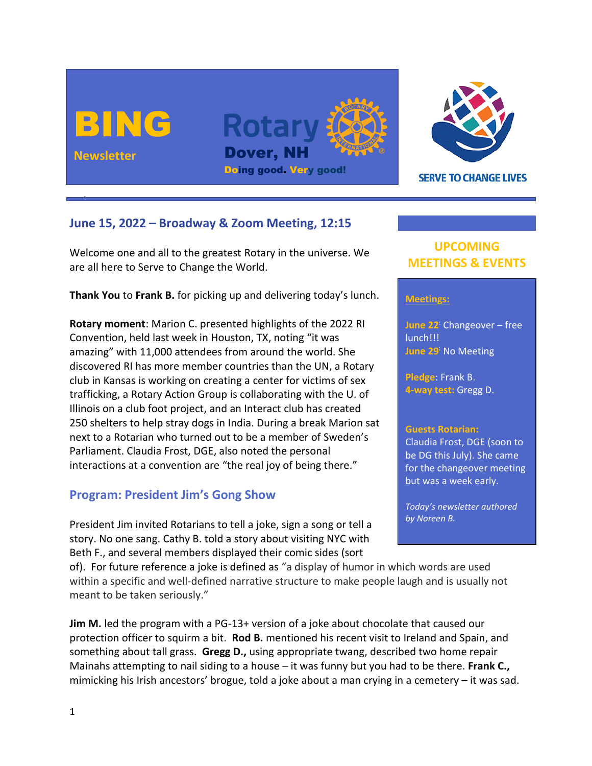# BING Newsletter

**Rotary**
**Dover, NH**
**Doing good. Very good!**

SERVE TO CHANGE LIVES

## June 15, 2022 – Broadway & Zoom Meeting, 12:15

Welcome one and all to the greatest Rotary in the universe. We are all here to Serve to Change the World.

**Thank You** to **Frank B.** for picking up and delivering today's lunch.

**Rotary moment**: Marion C. presented highlights of the 2022 RI Convention, held last week in Houston, TX, noting "it was amazing" with 11,000 attendees from around the world. She discovered RI has more member countries than the UN, a Rotary club in Kansas is working on creating a center for victims of sex trafficking, a Rotary Action Group is collaborating with the U. of Illinois on a club foot project, and an Interact club has created 250 shelters to help stray dogs in India. During a break Marion sat next to a Rotarian who turned out to be a member of Sweden's Parliament. Claudia Frost, DGE, also noted the personal interactions at a convention are "the real joy of being there."

## Program: President Jim's Gong Show

President Jim invited Rotarians to tell a joke, sign a song or tell a story. No one sang. Cathy B. told a story about visiting NYC with Beth F., and several members displayed their comic sides (sort of). For future reference a joke is defined as "a display of humor in which words are used within a specific and well-defined narrative structure to make people laugh and is usually not meant to be taken seriously."

**Jim M.** led the program with a PG-13+ version of a joke about chocolate that caused our protection officer to squirm a bit. **Rod B.** mentioned his recent visit to Ireland and Spain, and something about tall grass. **Gregg D.,** using appropriate twang, described two home repair Mainahs attempting to nail siding to a house – it was funny but you had to be there. **Frank C.,** mimicking his Irish ancestors' brogue, told a joke about a man crying in a cemetery – it was sad.

## UPCOMING MEETINGS & EVENTS

**Meetings:**

**June 22**: Changeover – free lunch!!!
**June 29**: No Meeting

**Pledge:** Frank B.
**4-way test:** Gregg D.

**Guests Rotarian:**
Claudia Frost, DGE (soon to be DG this July). She came for the changeover meeting but was a week early.

*Today's newsletter authored by Noreen B.*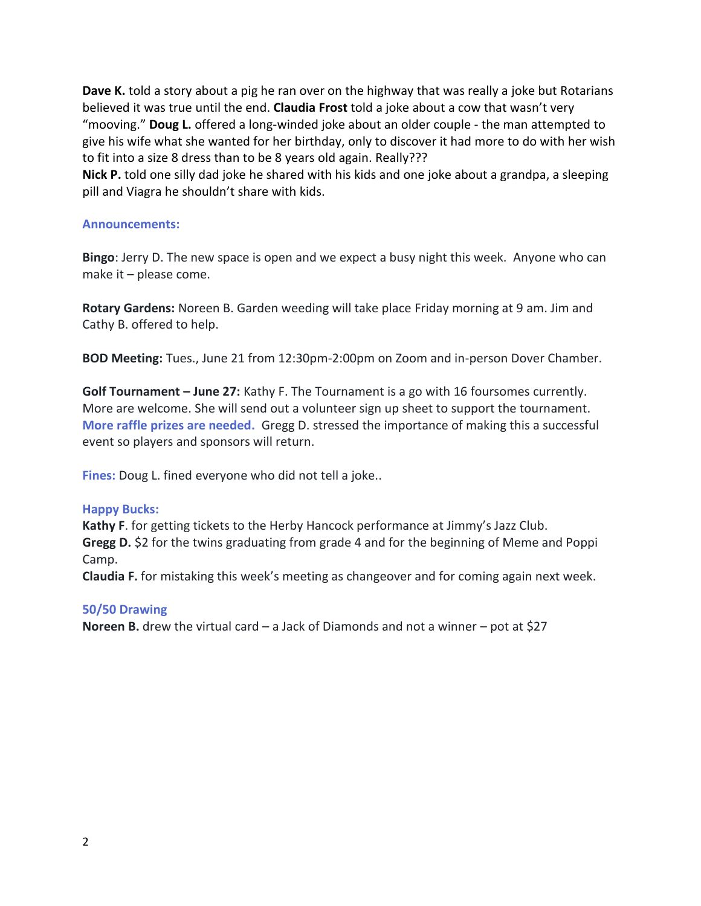**Dave K.** told a story about a pig he ran over on the highway that was really a joke but Rotarians believed it was true until the end. **Claudia Frost** told a joke about a cow that wasn't very "mooving." **Doug L.** offered a long-winded joke about an older couple - the man attempted to give his wife what she wanted for her birthday, only to discover it had more to do with her wish to fit into a size 8 dress than to be 8 years old again. Really???
**Nick P.** told one silly dad joke he shared with his kids and one joke about a grandpa, a sleeping pill and Viagra he shouldn't share with kids.

### Announcements:

**Bingo**: Jerry D. The new space is open and we expect a busy night this week. Anyone who can make it – please come.

**Rotary Gardens:** Noreen B. Garden weeding will take place Friday morning at 9 am. Jim and Cathy B. offered to help.

**BOD Meeting:** Tues., June 21 from 12:30pm-2:00pm on Zoom and in-person Dover Chamber.

**Golf Tournament – June 27:** Kathy F. The Tournament is a go with 16 foursomes currently. More are welcome. She will send out a volunteer sign up sheet to support the tournament. **More raffle prizes are needed.** Gregg D. stressed the importance of making this a successful event so players and sponsors will return.

**Fines:** Doug L. fined everyone who did not tell a joke..

### Happy Bucks:

**Kathy F**. for getting tickets to the Herby Hancock performance at Jimmy's Jazz Club.
**Gregg D.** $2 for the twins graduating from grade 4 and for the beginning of Meme and Poppi Camp.
**Claudia F.** for mistaking this week's meeting as changeover and for coming again next week.

### 50/50 Drawing

**Noreen B.** drew the virtual card – a Jack of Diamonds and not a winner – pot at $27